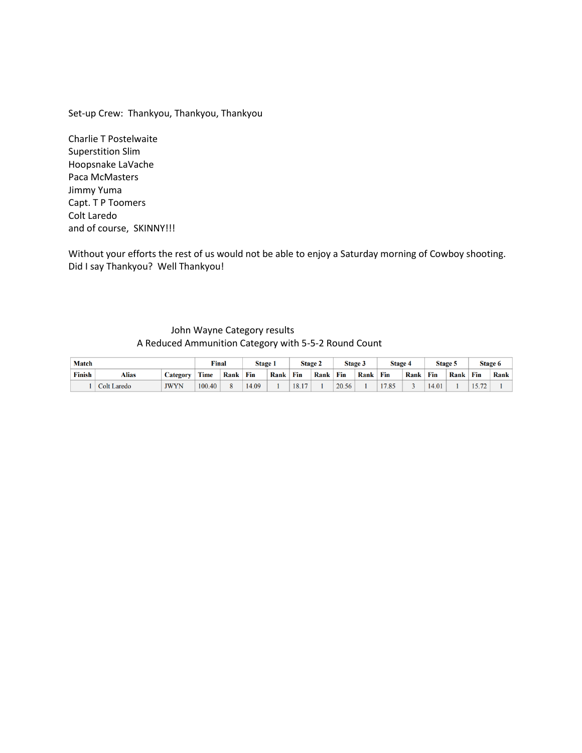Set-up Crew: Thankyou, Thankyou, Thankyou

Charlie T Postelwaite
Superstition Slim
Hoopsnake LaVache
Paca McMasters
Jimmy Yuma
Capt. T P Toomers
Colt Laredo
and of course, SKINNY!!!

Without your efforts the rest of us would not be able to enjoy a Saturday morning of Cowboy shooting.
Did I say Thankyou? Well Thankyou!

John Wayne Category results
A Reduced Ammunition Category with 5-5-2 Round Count

| Match | | | Final | | Stage 1 | | Stage 2 | | Stage 3 | | Stage 4 | | Stage 5 | | Stage 6 | |
|---|---|---|---|---|---|---|---|---|---|---|---|---|---|---|---|---|
| Finish | Alias | Category | Time | Rank | Fin | Rank | Fin | Rank | Fin | Rank | Fin | Rank | Fin | Rank | Fin | Rank |
| 1 | Colt Laredo | JWYN | 100.40 | 8 | 14.09 | 1 | 18.17 | 1 | 20.56 | 1 | 17.85 | 3 | 14.01 | 1 | 15.72 | 1 |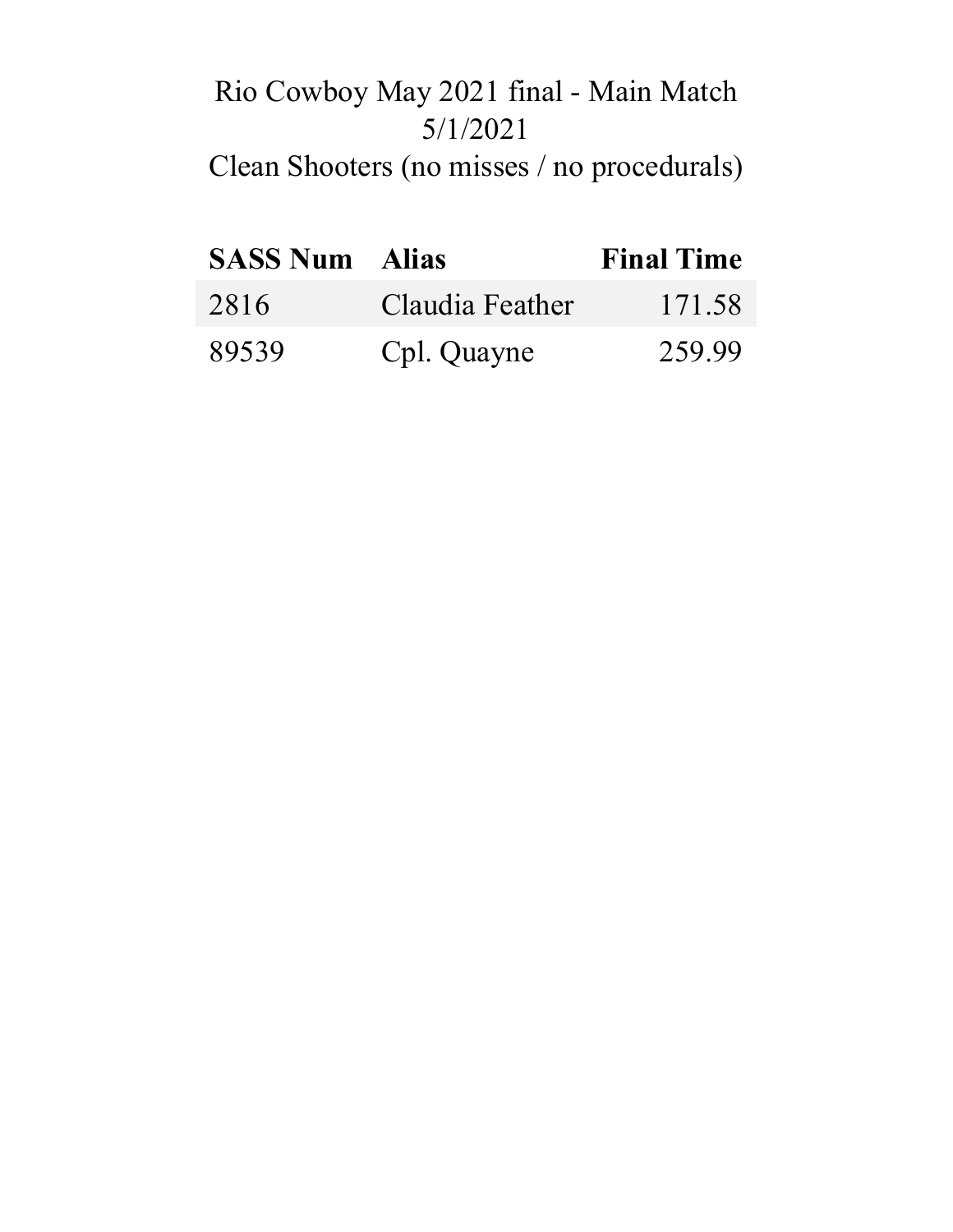# Rio Cowboy May 2021 final - Main Match
## 5/1/2021
## Clean Shooters (no misses / no procedurals)

| SASS Num | Alias | Final Time |
|---|---|---|
| 2816 | Claudia Feather | 171.58 |
| 89539 | Cpl. Quayne | 259.99 |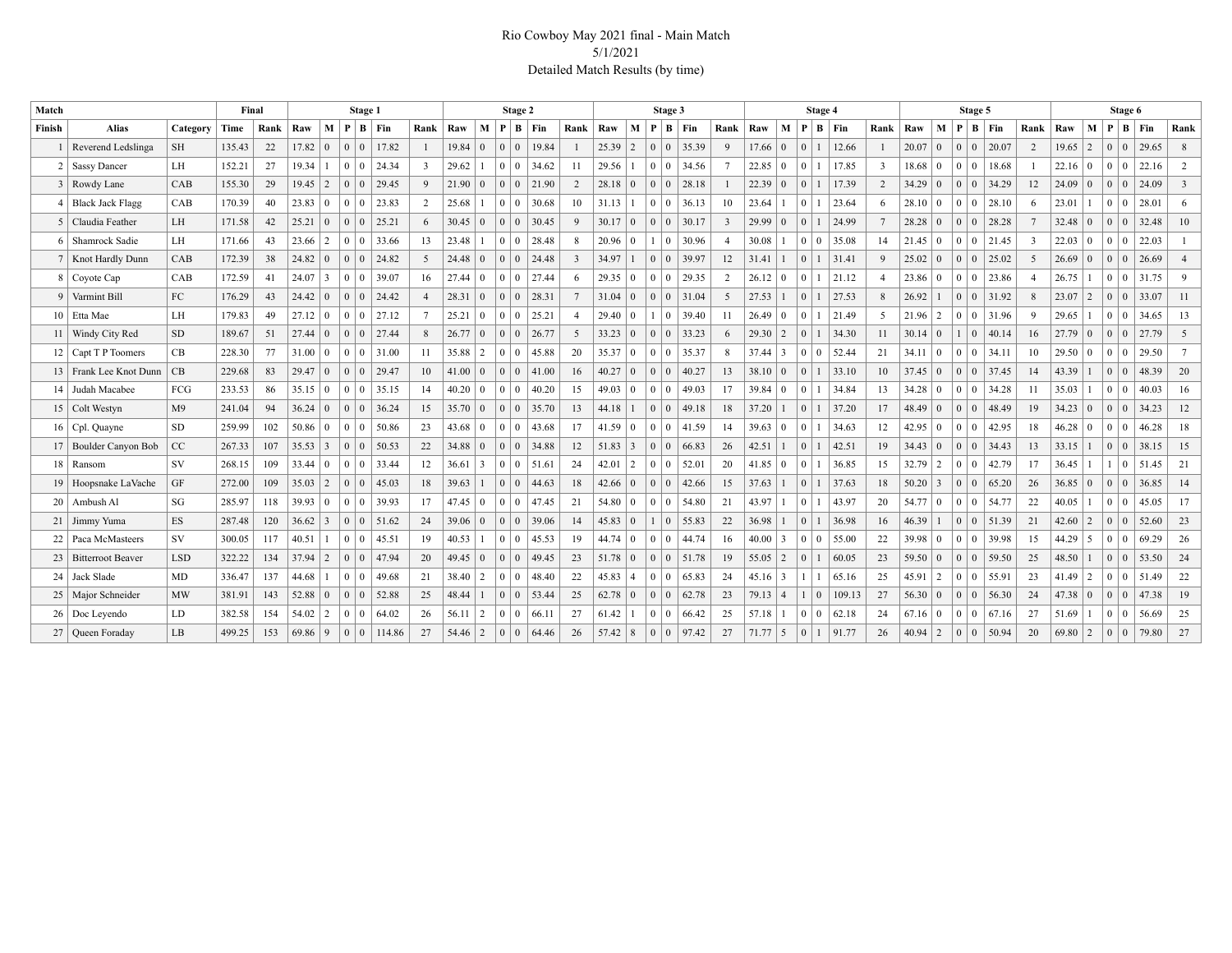Rio Cowboy May 2021 final - Main Match
5/1/2021
Detailed Match Results (by time)

| Match | | | Final | | Stage 1 | | | | | | Stage 2 | | | | | | Stage 3 | | | | | | Stage 4 | | | | | | Stage 5 | | | | | | Stage 6 | | | | | |
|---|---|---|---|---|---|---|---|---|---|---|---|---|---|---|---|---|---|---|---|---|---|---|---|---|---|---|---|---|---|---|---|---|---|---|---|---|---|---|---|---|
| Finish | Alias | Category | Time | Rank | Raw | M | P | B | Fin | Rank | Raw | M | P | B | Fin | Rank | Raw | M | P | B | Fin | Rank | Raw | M | P | B | Fin | Rank | Raw | M | P | B | Fin | Rank | Raw | M | P | B | Fin | Rank |
| 1 | Reverend Ledslinga | SH | 135.43 | 22 | 17.82 | 0 | 0 | 0 | 17.82 | 1 | 19.84 | 0 | 0 | 0 | 19.84 | 1 | 25.39 | 2 | 0 | 0 | 35.39 | 9 | 17.66 | 0 | 0 | 1 | 12.66 | 1 | 20.07 | 0 | 0 | 0 | 20.07 | 2 | 19.65 | 2 | 0 | 0 | 29.65 | 8 |
| 2 | Sassy Dancer | LH | 152.21 | 27 | 19.34 | 1 | 0 | 0 | 24.34 | 3 | 29.62 | 1 | 0 | 0 | 34.62 | 11 | 29.56 | 1 | 0 | 0 | 34.56 | 7 | 22.85 | 0 | 0 | 1 | 17.85 | 3 | 18.68 | 0 | 0 | 0 | 18.68 | 1 | 22.16 | 0 | 0 | 0 | 22.16 | 2 |
| 3 | Rowdy Lane | CAB | 155.30 | 29 | 19.45 | 2 | 0 | 0 | 29.45 | 9 | 21.90 | 0 | 0 | 0 | 21.90 | 2 | 28.18 | 0 | 0 | 0 | 28.18 | 1 | 22.39 | 0 | 0 | 1 | 17.39 | 2 | 34.29 | 0 | 0 | 0 | 34.29 | 12 | 24.09 | 0 | 0 | 0 | 24.09 | 3 |
| 4 | Black Jack Flagg | CAB | 170.39 | 40 | 23.83 | 0 | 0 | 0 | 23.83 | 2 | 25.68 | 1 | 0 | 0 | 30.68 | 10 | 31.13 | 1 | 0 | 0 | 36.13 | 10 | 23.64 | 1 | 0 | 1 | 23.64 | 6 | 28.10 | 0 | 0 | 0 | 28.10 | 6 | 23.01 | 1 | 0 | 0 | 28.01 | 6 |
| 5 | Claudia Feather | LH | 171.58 | 42 | 25.21 | 0 | 0 | 0 | 25.21 | 6 | 30.45 | 0 | 0 | 0 | 30.45 | 9 | 30.17 | 0 | 0 | 0 | 30.17 | 3 | 29.99 | 0 | 0 | 1 | 24.99 | 7 | 28.28 | 0 | 0 | 0 | 28.28 | 7 | 32.48 | 0 | 0 | 0 | 32.48 | 10 |
| 6 | Shamrock Sadie | LH | 171.66 | 43 | 23.66 | 2 | 0 | 0 | 33.66 | 13 | 23.48 | 1 | 0 | 0 | 28.48 | 8 | 20.96 | 0 | 1 | 0 | 30.96 | 4 | 30.08 | 1 | 0 | 0 | 35.08 | 14 | 21.45 | 0 | 0 | 0 | 21.45 | 3 | 22.03 | 0 | 0 | 0 | 22.03 | 1 |
| 7 | Knot Hardly Dunn | CAB | 172.39 | 38 | 24.82 | 0 | 0 | 0 | 24.82 | 5 | 24.48 | 0 | 0 | 0 | 24.48 | 3 | 34.97 | 1 | 0 | 0 | 39.97 | 12 | 31.41 | 1 | 0 | 1 | 31.41 | 9 | 25.02 | 0 | 0 | 0 | 25.02 | 5 | 26.69 | 0 | 0 | 0 | 26.69 | 4 |
| 8 | Coyote Cap | CAB | 172.59 | 41 | 24.07 | 3 | 0 | 0 | 39.07 | 16 | 27.44 | 0 | 0 | 0 | 27.44 | 6 | 29.35 | 0 | 0 | 0 | 29.35 | 2 | 26.12 | 0 | 0 | 1 | 21.12 | 4 | 23.86 | 0 | 0 | 0 | 23.86 | 4 | 26.75 | 1 | 0 | 0 | 31.75 | 9 |
| 9 | Varmint Bill | FC | 176.29 | 43 | 24.42 | 0 | 0 | 0 | 24.42 | 4 | 28.31 | 0 | 0 | 0 | 28.31 | 7 | 31.04 | 0 | 0 | 0 | 31.04 | 5 | 27.53 | 1 | 0 | 1 | 27.53 | 8 | 26.92 | 1 | 0 | 0 | 31.92 | 8 | 23.07 | 2 | 0 | 0 | 33.07 | 11 |
| 10 | Etta Mae | LH | 179.83 | 49 | 27.12 | 0 | 0 | 0 | 27.12 | 7 | 25.21 | 0 | 0 | 0 | 25.21 | 4 | 29.40 | 0 | 1 | 0 | 39.40 | 11 | 26.49 | 0 | 0 | 1 | 21.49 | 5 | 21.96 | 2 | 0 | 0 | 31.96 | 9 | 29.65 | 1 | 0 | 0 | 34.65 | 13 |
| 11 | Windy City Red | SD | 189.67 | 51 | 27.44 | 0 | 0 | 0 | 27.44 | 8 | 26.77 | 0 | 0 | 0 | 26.77 | 5 | 33.23 | 0 | 0 | 0 | 33.23 | 6 | 29.30 | 2 | 0 | 1 | 34.30 | 11 | 30.14 | 0 | 1 | 0 | 40.14 | 16 | 27.79 | 0 | 0 | 0 | 27.79 | 5 |
| 12 | Capt T P Toomers | CB | 228.30 | 77 | 31.00 | 0 | 0 | 0 | 31.00 | 11 | 35.88 | 2 | 0 | 0 | 45.88 | 20 | 35.37 | 0 | 0 | 0 | 35.37 | 8 | 37.44 | 3 | 0 | 0 | 52.44 | 21 | 34.11 | 0 | 0 | 0 | 34.11 | 10 | 29.50 | 0 | 0 | 0 | 29.50 | 7 |
| 13 | Frank Lee Knot Dunn | CB | 229.68 | 83 | 29.47 | 0 | 0 | 0 | 29.47 | 10 | 41.00 | 0 | 0 | 0 | 41.00 | 16 | 40.27 | 0 | 0 | 0 | 40.27 | 13 | 38.10 | 0 | 0 | 1 | 33.10 | 10 | 37.45 | 0 | 0 | 0 | 37.45 | 14 | 43.39 | 1 | 0 | 0 | 48.39 | 20 |
| 14 | Judah Macabee | FCG | 233.53 | 86 | 35.15 | 0 | 0 | 0 | 35.15 | 14 | 40.20 | 0 | 0 | 0 | 40.20 | 15 | 49.03 | 0 | 0 | 0 | 49.03 | 17 | 39.84 | 0 | 0 | 1 | 34.84 | 13 | 34.28 | 0 | 0 | 0 | 34.28 | 11 | 35.03 | 1 | 0 | 0 | 40.03 | 16 |
| 15 | Colt Westyn | M9 | 241.04 | 94 | 36.24 | 0 | 0 | 0 | 36.24 | 15 | 35.70 | 0 | 0 | 0 | 35.70 | 13 | 44.18 | 1 | 0 | 0 | 49.18 | 18 | 37.20 | 1 | 0 | 1 | 37.20 | 17 | 48.49 | 0 | 0 | 0 | 48.49 | 19 | 34.23 | 0 | 0 | 0 | 34.23 | 12 |
| 16 | Cpl. Quayne | SD | 259.99 | 102 | 50.86 | 0 | 0 | 0 | 50.86 | 23 | 43.68 | 0 | 0 | 0 | 43.68 | 17 | 41.59 | 0 | 0 | 0 | 41.59 | 14 | 39.63 | 0 | 0 | 1 | 34.63 | 12 | 42.95 | 0 | 0 | 0 | 42.95 | 18 | 46.28 | 0 | 0 | 0 | 46.28 | 18 |
| 17 | Boulder Canyon Bob | CC | 267.33 | 107 | 35.53 | 3 | 0 | 0 | 50.53 | 22 | 34.88 | 0 | 0 | 0 | 34.88 | 12 | 51.83 | 3 | 0 | 0 | 66.83 | 26 | 42.51 | 1 | 0 | 1 | 42.51 | 19 | 34.43 | 0 | 0 | 0 | 34.43 | 13 | 33.15 | 1 | 0 | 0 | 38.15 | 15 |
| 18 | Ransom | SV | 268.15 | 109 | 33.44 | 0 | 0 | 0 | 33.44 | 12 | 36.61 | 3 | 0 | 0 | 51.61 | 24 | 42.01 | 2 | 0 | 0 | 52.01 | 20 | 41.85 | 0 | 0 | 1 | 36.85 | 15 | 32.79 | 2 | 0 | 0 | 42.79 | 17 | 36.45 | 1 | 1 | 0 | 51.45 | 21 |
| 19 | Hoopsnake LaVache | GF | 272.00 | 109 | 35.03 | 2 | 0 | 0 | 45.03 | 18 | 39.63 | 1 | 0 | 0 | 44.63 | 18 | 42.66 | 0 | 0 | 0 | 42.66 | 15 | 37.63 | 1 | 0 | 1 | 37.63 | 18 | 50.20 | 3 | 0 | 0 | 65.20 | 26 | 36.85 | 0 | 0 | 0 | 36.85 | 14 |
| 20 | Ambush Al | SG | 285.97 | 118 | 39.93 | 0 | 0 | 0 | 39.93 | 17 | 47.45 | 0 | 0 | 0 | 47.45 | 21 | 54.80 | 0 | 0 | 0 | 54.80 | 21 | 43.97 | 1 | 0 | 1 | 43.97 | 20 | 54.77 | 0 | 0 | 0 | 54.77 | 22 | 40.05 | 1 | 0 | 0 | 45.05 | 17 |
| 21 | Jimmy Yuma | ES | 287.48 | 120 | 36.62 | 3 | 0 | 0 | 51.62 | 24 | 39.06 | 0 | 0 | 0 | 39.06 | 14 | 45.83 | 0 | 1 | 0 | 55.83 | 22 | 36.98 | 1 | 0 | 1 | 36.98 | 16 | 46.39 | 1 | 0 | 0 | 51.39 | 21 | 42.60 | 2 | 0 | 0 | 52.60 | 23 |
| 22 | Paca McMasteers | SV | 300.05 | 117 | 40.51 | 1 | 0 | 0 | 45.51 | 19 | 40.53 | 1 | 0 | 0 | 45.53 | 19 | 44.74 | 0 | 0 | 0 | 44.74 | 16 | 40.00 | 3 | 0 | 0 | 55.00 | 22 | 39.98 | 0 | 0 | 0 | 39.98 | 15 | 44.29 | 5 | 0 | 0 | 69.29 | 26 |
| 23 | Bitterroot Beaver | LSD | 322.22 | 134 | 37.94 | 2 | 0 | 0 | 47.94 | 20 | 49.45 | 0 | 0 | 0 | 49.45 | 23 | 51.78 | 0 | 0 | 0 | 51.78 | 19 | 55.05 | 2 | 0 | 1 | 60.05 | 23 | 59.50 | 0 | 0 | 0 | 59.50 | 25 | 48.50 | 1 | 0 | 0 | 53.50 | 24 |
| 24 | Jack Slade | MD | 336.47 | 137 | 44.68 | 1 | 0 | 0 | 49.68 | 21 | 38.40 | 2 | 0 | 0 | 48.40 | 22 | 45.83 | 4 | 0 | 0 | 65.83 | 24 | 45.16 | 3 | 1 | 1 | 65.16 | 25 | 45.91 | 2 | 0 | 0 | 55.91 | 23 | 41.49 | 2 | 0 | 0 | 51.49 | 22 |
| 25 | Major Schneider | MW | 381.91 | 143 | 52.88 | 0 | 0 | 0 | 52.88 | 25 | 48.44 | 1 | 0 | 0 | 53.44 | 25 | 62.78 | 0 | 0 | 0 | 62.78 | 23 | 79.13 | 4 | 1 | 0 | 109.13 | 27 | 56.30 | 0 | 0 | 0 | 56.30 | 24 | 47.38 | 0 | 0 | 0 | 47.38 | 19 |
| 26 | Doc Leyendo | LD | 382.58 | 154 | 54.02 | 2 | 0 | 0 | 64.02 | 26 | 56.11 | 2 | 0 | 0 | 66.11 | 27 | 61.42 | 1 | 0 | 0 | 66.42 | 25 | 57.18 | 1 | 0 | 0 | 62.18 | 24 | 67.16 | 0 | 0 | 0 | 67.16 | 27 | 51.69 | 1 | 0 | 0 | 56.69 | 25 |
| 27 | Queen Foraday | LB | 499.25 | 153 | 69.86 | 9 | 0 | 0 | 114.86 | 27 | 54.46 | 2 | 0 | 0 | 64.46 | 26 | 57.42 | 8 | 0 | 0 | 97.42 | 27 | 71.77 | 5 | 0 | 1 | 91.77 | 26 | 40.94 | 2 | 0 | 0 | 50.94 | 20 | 69.80 | 2 | 0 | 0 | 79.80 | 27 |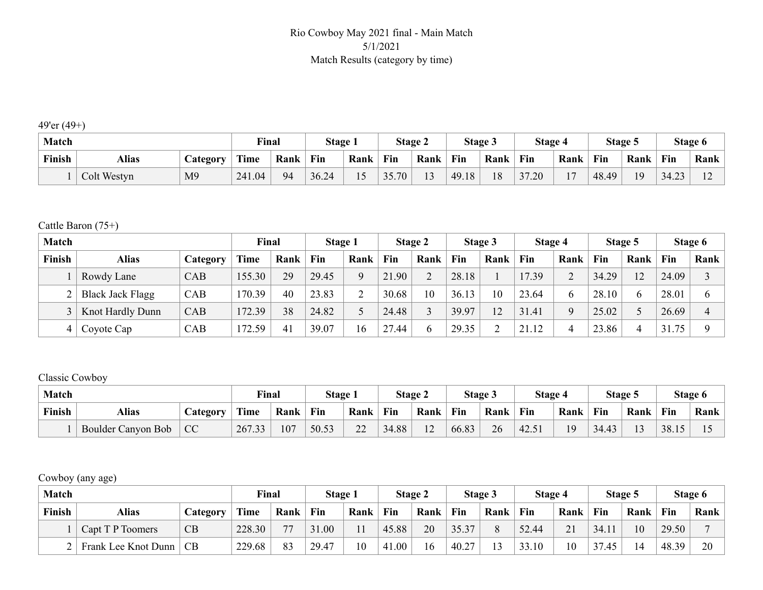Rio Cowboy May 2021 final - Main Match
5/1/2021
Match Results (category by time)

49'er (49+)

| Match | | | Final | | Stage 1 | | Stage 2 | | Stage 3 | | Stage 4 | | Stage 5 | | Stage 6 | |
|---|---|---|---|---|---|---|---|---|---|---|---|---|---|---|---|---|
| Finish | Alias | Category | Time | Rank | Fin | Rank | Fin | Rank | Fin | Rank | Fin | Rank | Fin | Rank | Fin | Rank |
| 1 | Colt Westyn | M9 | 241.04 | 94 | 36.24 | 15 | 35.70 | 13 | 49.18 | 18 | 37.20 | 17 | 48.49 | 19 | 34.23 | 12 |

Cattle Baron (75+)

| Match | | | Final | | Stage 1 | | Stage 2 | | Stage 3 | | Stage 4 | | Stage 5 | | Stage 6 | |
|---|---|---|---|---|---|---|---|---|---|---|---|---|---|---|---|---|
| Finish | Alias | Category | Time | Rank | Fin | Rank | Fin | Rank | Fin | Rank | Fin | Rank | Fin | Rank | Fin | Rank |
| 1 | Rowdy Lane | CAB | 155.30 | 29 | 29.45 | 9 | 21.90 | 2 | 28.18 | 1 | 17.39 | 2 | 34.29 | 12 | 24.09 | 3 |
| 2 | Black Jack Flagg | CAB | 170.39 | 40 | 23.83 | 2 | 30.68 | 10 | 36.13 | 10 | 23.64 | 6 | 28.10 | 6 | 28.01 | 6 |
| 3 | Knot Hardly Dunn | CAB | 172.39 | 38 | 24.82 | 5 | 24.48 | 3 | 39.97 | 12 | 31.41 | 9 | 25.02 | 5 | 26.69 | 4 |
| 4 | Coyote Cap | CAB | 172.59 | 41 | 39.07 | 16 | 27.44 | 6 | 29.35 | 2 | 21.12 | 4 | 23.86 | 4 | 31.75 | 9 |

Classic Cowboy

| Match | | | Final | | Stage 1 | | Stage 2 | | Stage 3 | | Stage 4 | | Stage 5 | | Stage 6 | |
|---|---|---|---|---|---|---|---|---|---|---|---|---|---|---|---|---|
| Finish | Alias | Category | Time | Rank | Fin | Rank | Fin | Rank | Fin | Rank | Fin | Rank | Fin | Rank | Fin | Rank |
| 1 | Boulder Canyon Bob | CC | 267.33 | 107 | 50.53 | 22 | 34.88 | 12 | 66.83 | 26 | 42.51 | 19 | 34.43 | 13 | 38.15 | 15 |

Cowboy (any age)

| Match | | | Final | | Stage 1 | | Stage 2 | | Stage 3 | | Stage 4 | | Stage 5 | | Stage 6 | |
|---|---|---|---|---|---|---|---|---|---|---|---|---|---|---|---|---|
| Finish | Alias | Category | Time | Rank | Fin | Rank | Fin | Rank | Fin | Rank | Fin | Rank | Fin | Rank | Fin | Rank |
| 1 | Capt T P Toomers | CB | 228.30 | 77 | 31.00 | 11 | 45.88 | 20 | 35.37 | 8 | 52.44 | 21 | 34.11 | 10 | 29.50 | 7 |
| 2 | Frank Lee Knot Dunn | CB | 229.68 | 83 | 29.47 | 10 | 41.00 | 16 | 40.27 | 13 | 33.10 | 10 | 37.45 | 14 | 48.39 | 20 |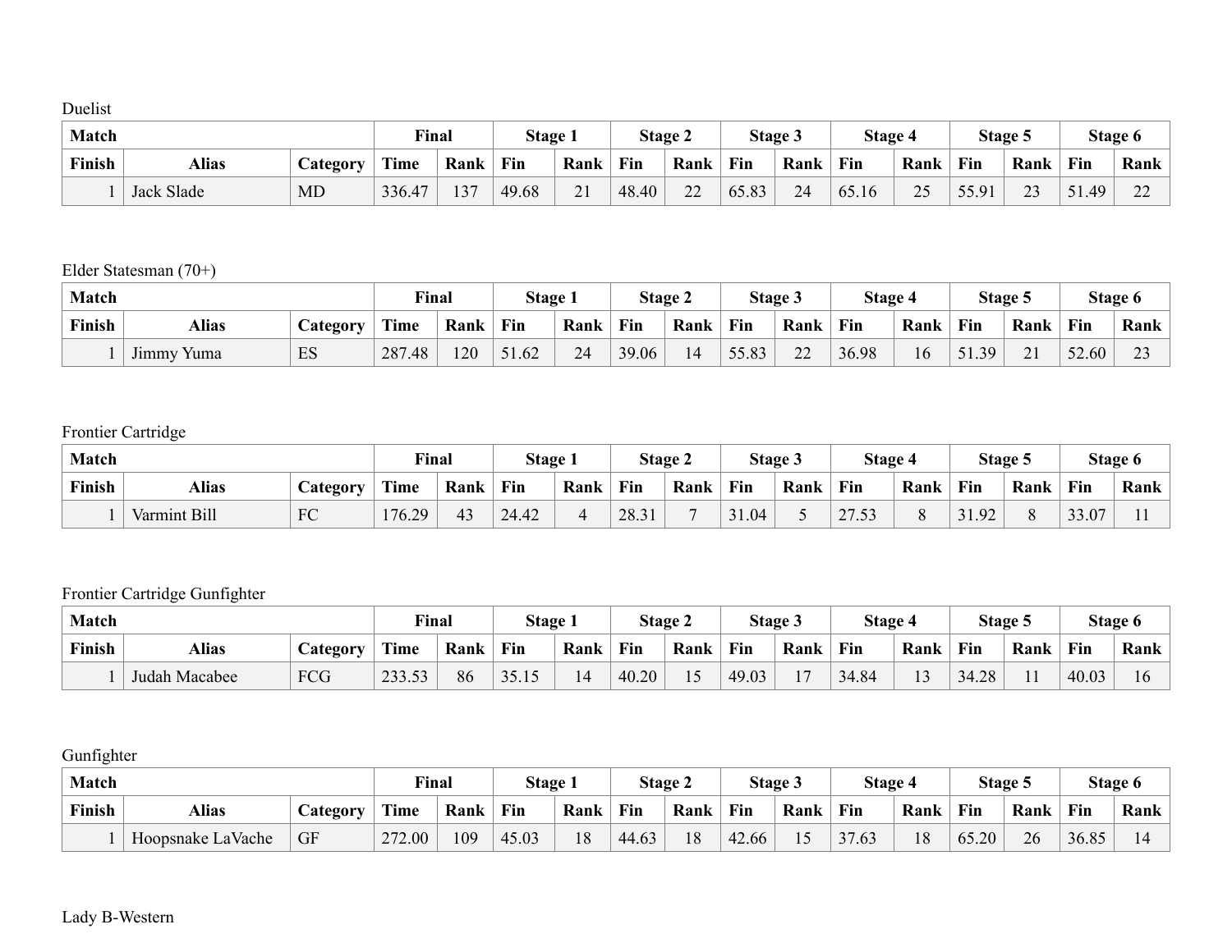Duelist

| Match | | | Final | | Stage 1 | | Stage 2 | | Stage 3 | | Stage 4 | | Stage 5 | | Stage 6 | |
|---|---|---|---|---|---|---|---|---|---|---|---|---|---|---|---|---|
| **Finish** | **Alias** | **Category** | **Time** | **Rank** | **Fin** | **Rank** | **Fin** | **Rank** | **Fin** | **Rank** | **Fin** | **Rank** | **Fin** | **Rank** | **Fin** | **Rank** |
| 1 | Jack Slade | MD | 336.47 | 137 | 49.68 | 21 | 48.40 | 22 | 65.83 | 24 | 65.16 | 25 | 55.91 | 23 | 51.49 | 22 |

Elder Statesman (70+)

| Match | | | Final | | Stage 1 | | Stage 2 | | Stage 3 | | Stage 4 | | Stage 5 | | Stage 6 | |
|---|---|---|---|---|---|---|---|---|---|---|---|---|---|---|---|---|
| **Finish** | **Alias** | **Category** | **Time** | **Rank** | **Fin** | **Rank** | **Fin** | **Rank** | **Fin** | **Rank** | **Fin** | **Rank** | **Fin** | **Rank** | **Fin** | **Rank** |
| 1 | Jimmy Yuma | ES | 287.48 | 120 | 51.62 | 24 | 39.06 | 14 | 55.83 | 22 | 36.98 | 16 | 51.39 | 21 | 52.60 | 23 |

Frontier Cartridge

| Match | | | Final | | Stage 1 | | Stage 2 | | Stage 3 | | Stage 4 | | Stage 5 | | Stage 6 | |
|---|---|---|---|---|---|---|---|---|---|---|---|---|---|---|---|---|
| **Finish** | **Alias** | **Category** | **Time** | **Rank** | **Fin** | **Rank** | **Fin** | **Rank** | **Fin** | **Rank** | **Fin** | **Rank** | **Fin** | **Rank** | **Fin** | **Rank** |
| 1 | Varmint Bill | FC | 176.29 | 43 | 24.42 | 4 | 28.31 | 7 | 31.04 | 5 | 27.53 | 8 | 31.92 | 8 | 33.07 | 11 |

Frontier Cartridge Gunfighter

| Match | | | Final | | Stage 1 | | Stage 2 | | Stage 3 | | Stage 4 | | Stage 5 | | Stage 6 | |
|---|---|---|---|---|---|---|---|---|---|---|---|---|---|---|---|---|
| **Finish** | **Alias** | **Category** | **Time** | **Rank** | **Fin** | **Rank** | **Fin** | **Rank** | **Fin** | **Rank** | **Fin** | **Rank** | **Fin** | **Rank** | **Fin** | **Rank** |
| 1 | Judah Macabee | FCG | 233.53 | 86 | 35.15 | 14 | 40.20 | 15 | 49.03 | 17 | 34.84 | 13 | 34.28 | 11 | 40.03 | 16 |

Gunfighter

| Match | | | Final | | Stage 1 | | Stage 2 | | Stage 3 | | Stage 4 | | Stage 5 | | Stage 6 | |
|---|---|---|---|---|---|---|---|---|---|---|---|---|---|---|---|---|
| **Finish** | **Alias** | **Category** | **Time** | **Rank** | **Fin** | **Rank** | **Fin** | **Rank** | **Fin** | **Rank** | **Fin** | **Rank** | **Fin** | **Rank** | **Fin** | **Rank** |
| 1 | Hoopsnake LaVache | GF | 272.00 | 109 | 45.03 | 18 | 44.63 | 18 | 42.66 | 15 | 37.63 | 18 | 65.20 | 26 | 36.85 | 14 |

Lady B-Western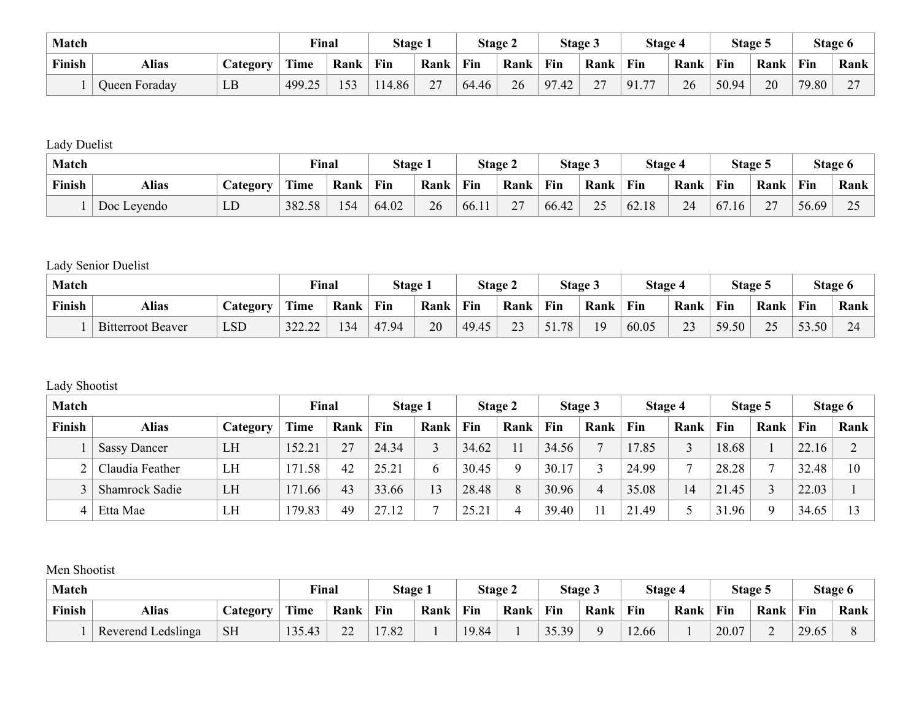| Match | | | Final | | Stage 1 | | Stage 2 | | Stage 3 | | Stage 4 | | Stage 5 | | Stage 6 | |
|---|---|---|---|---|---|---|---|---|---|---|---|---|---|---|---|---|
| Finish | Alias | Category | Time | Rank | Fin | Rank | Fin | Rank | Fin | Rank | Fin | Rank | Fin | Rank | Fin | Rank |
| 1 | Queen Foraday | LB | 499.25 | 153 | 114.86 | 27 | 64.46 | 26 | 97.42 | 27 | 91.77 | 26 | 50.94 | 20 | 79.80 | 27 |

Lady Duelist

| Match | | | Final | | Stage 1 | | Stage 2 | | Stage 3 | | Stage 4 | | Stage 5 | | Stage 6 | |
|---|---|---|---|---|---|---|---|---|---|---|---|---|---|---|---|---|
| Finish | Alias | Category | Time | Rank | Fin | Rank | Fin | Rank | Fin | Rank | Fin | Rank | Fin | Rank | Fin | Rank |
| 1 | Doc Leyendo | LD | 382.58 | 154 | 64.02 | 26 | 66.11 | 27 | 66.42 | 25 | 62.18 | 24 | 67.16 | 27 | 56.69 | 25 |

Lady Senior Duelist

| Match | | | Final | | Stage 1 | | Stage 2 | | Stage 3 | | Stage 4 | | Stage 5 | | Stage 6 | |
|---|---|---|---|---|---|---|---|---|---|---|---|---|---|---|---|---|
| Finish | Alias | Category | Time | Rank | Fin | Rank | Fin | Rank | Fin | Rank | Fin | Rank | Fin | Rank | Fin | Rank |
| 1 | Bitterroot Beaver | LSD | 322.22 | 134 | 47.94 | 20 | 49.45 | 23 | 51.78 | 19 | 60.05 | 23 | 59.50 | 25 | 53.50 | 24 |

Lady Shootist

| Match | | | Final | | Stage 1 | | Stage 2 | | Stage 3 | | Stage 4 | | Stage 5 | | Stage 6 | |
|---|---|---|---|---|---|---|---|---|---|---|---|---|---|---|---|---|
| Finish | Alias | Category | Time | Rank | Fin | Rank | Fin | Rank | Fin | Rank | Fin | Rank | Fin | Rank | Fin | Rank |
| 1 | Sassy Dancer | LH | 152.21 | 27 | 24.34 | 3 | 34.62 | 11 | 34.56 | 7 | 17.85 | 3 | 18.68 | 1 | 22.16 | 2 |
| 2 | Claudia Feather | LH | 171.58 | 42 | 25.21 | 6 | 30.45 | 9 | 30.17 | 3 | 24.99 | 7 | 28.28 | 7 | 32.48 | 10 |
| 3 | Shamrock Sadie | LH | 171.66 | 43 | 33.66 | 13 | 28.48 | 8 | 30.96 | 4 | 35.08 | 14 | 21.45 | 3 | 22.03 | 1 |
| 4 | Etta Mae | LH | 179.83 | 49 | 27.12 | 7 | 25.21 | 4 | 39.40 | 11 | 21.49 | 5 | 31.96 | 9 | 34.65 | 13 |

Men Shootist

| Match | | | Final | | Stage 1 | | Stage 2 | | Stage 3 | | Stage 4 | | Stage 5 | | Stage 6 | |
|---|---|---|---|---|---|---|---|---|---|---|---|---|---|---|---|---|
| Finish | Alias | Category | Time | Rank | Fin | Rank | Fin | Rank | Fin | Rank | Fin | Rank | Fin | Rank | Fin | Rank |
| 1 | Reverend Ledslinga | SH | 135.43 | 22 | 17.82 | 1 | 19.84 | 1 | 35.39 | 9 | 12.66 | 1 | 20.07 | 2 | 29.65 | 8 |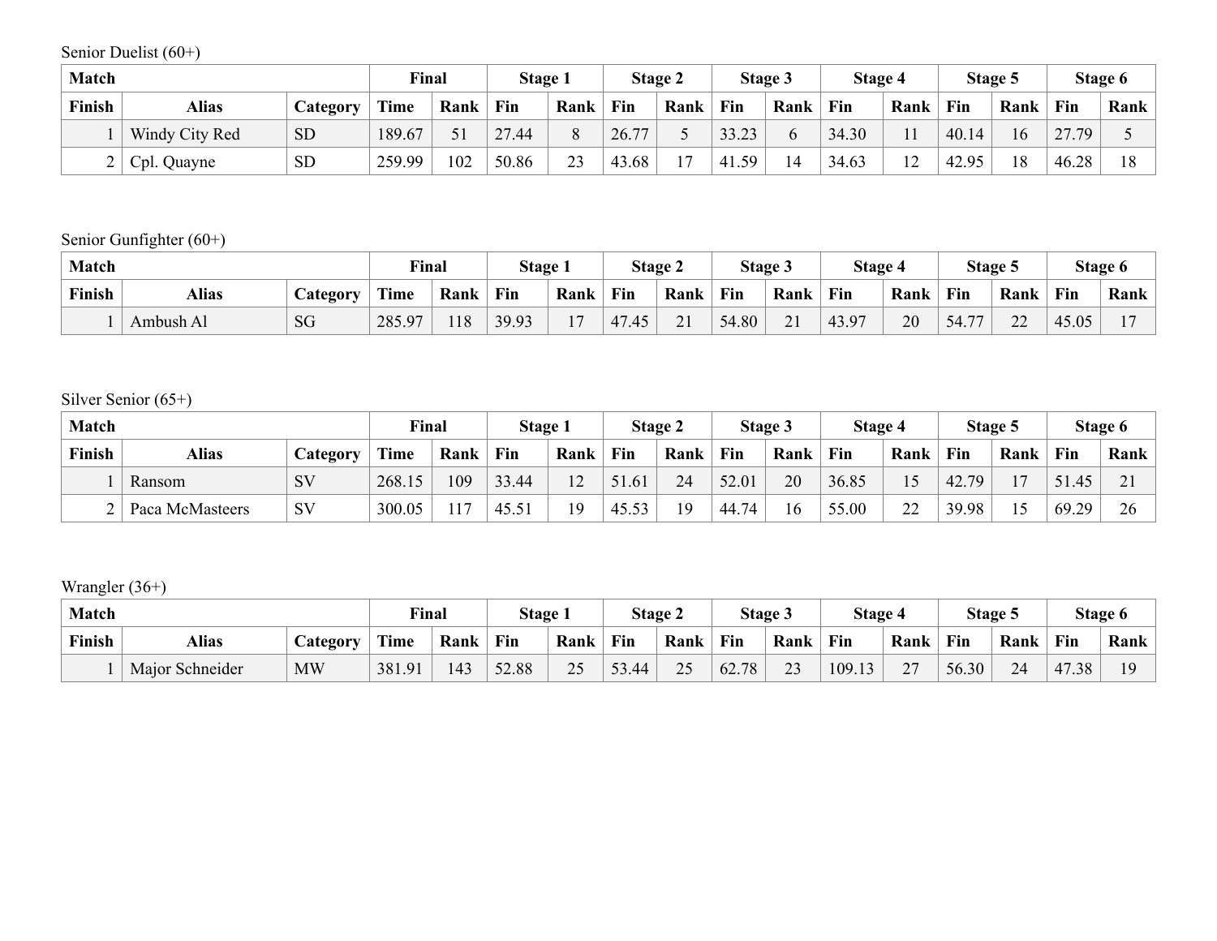Senior Duelist (60+)

| Match | | | Final | | Stage 1 | | Stage 2 | | Stage 3 | | Stage 4 | | Stage 5 | | Stage 6 | |
|---|---|---|---|---|---|---|---|---|---|---|---|---|---|---|---|---|
| Finish | Alias | Category | Time | Rank | Fin | Rank | Fin | Rank | Fin | Rank | Fin | Rank | Fin | Rank | Fin | Rank |
| 1 | Windy City Red | SD | 189.67 | 51 | 27.44 | 8 | 26.77 | 5 | 33.23 | 6 | 34.30 | 11 | 40.14 | 16 | 27.79 | 5 |
| 2 | Cpl. Quayne | SD | 259.99 | 102 | 50.86 | 23 | 43.68 | 17 | 41.59 | 14 | 34.63 | 12 | 42.95 | 18 | 46.28 | 18 |

Senior Gunfighter (60+)

| Match | | | Final | | Stage 1 | | Stage 2 | | Stage 3 | | Stage 4 | | Stage 5 | | Stage 6 | |
|---|---|---|---|---|---|---|---|---|---|---|---|---|---|---|---|---|
| Finish | Alias | Category | Time | Rank | Fin | Rank | Fin | Rank | Fin | Rank | Fin | Rank | Fin | Rank | Fin | Rank |
| 1 | Ambush Al | SG | 285.97 | 118 | 39.93 | 17 | 47.45 | 21 | 54.80 | 21 | 43.97 | 20 | 54.77 | 22 | 45.05 | 17 |

Silver Senior (65+)

| Match | | | Final | | Stage 1 | | Stage 2 | | Stage 3 | | Stage 4 | | Stage 5 | | Stage 6 | |
|---|---|---|---|---|---|---|---|---|---|---|---|---|---|---|---|---|
| Finish | Alias | Category | Time | Rank | Fin | Rank | Fin | Rank | Fin | Rank | Fin | Rank | Fin | Rank | Fin | Rank |
| 1 | Ransom | SV | 268.15 | 109 | 33.44 | 12 | 51.61 | 24 | 52.01 | 20 | 36.85 | 15 | 42.79 | 17 | 51.45 | 21 |
| 2 | Paca McMasteers | SV | 300.05 | 117 | 45.51 | 19 | 45.53 | 19 | 44.74 | 16 | 55.00 | 22 | 39.98 | 15 | 69.29 | 26 |

Wrangler (36+)

| Match | | | Final | | Stage 1 | | Stage 2 | | Stage 3 | | Stage 4 | | Stage 5 | | Stage 6 | |
|---|---|---|---|---|---|---|---|---|---|---|---|---|---|---|---|---|
| Finish | Alias | Category | Time | Rank | Fin | Rank | Fin | Rank | Fin | Rank | Fin | Rank | Fin | Rank | Fin | Rank |
| 1 | Major Schneider | MW | 381.91 | 143 | 52.88 | 25 | 53.44 | 25 | 62.78 | 23 | 109.13 | 27 | 56.30 | 24 | 47.38 | 19 |